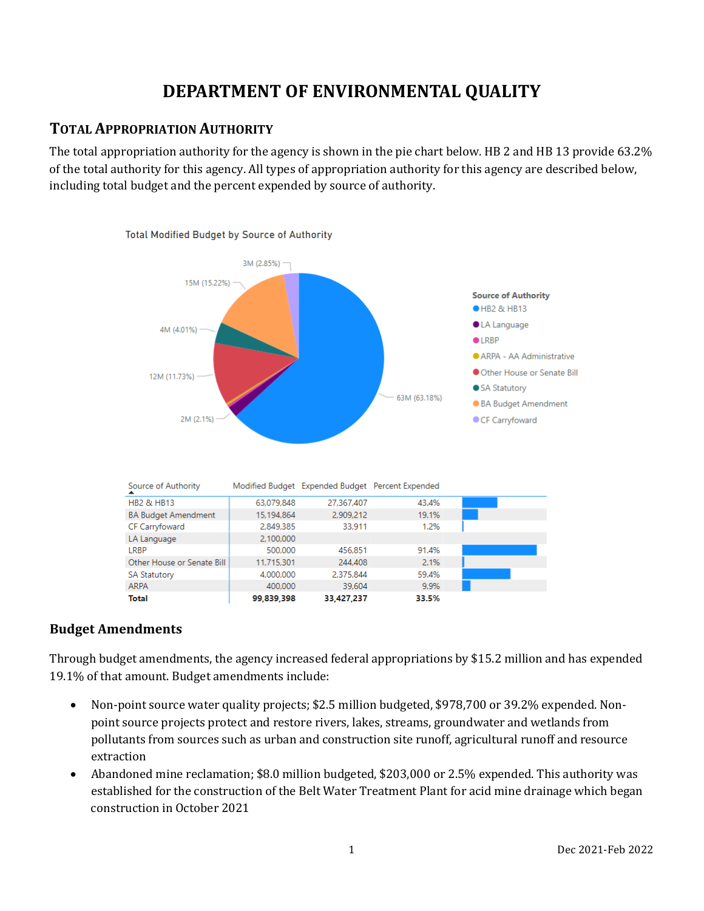# DEPARTMENT OF ENVIRONMENTAL QUALITY

## Total Appropriation Authority

The total appropriation authority for the agency is shown in the pie chart below. HB 2 and HB 13 provide 63.2% of the total authority for this agency. All types of appropriation authority for this agency are described below, including total budget and the percent expended by source of authority.

Total Modified Budget by Source of Authority

| Source of Authority | Modified Budget | Expended Budget | Percent Expended |
|---|---|---|---|
| HB2 & HB13 | 63,079,848 | 27,367,407 | 43.4% |
| BA Budget Amendment | 15,194,864 | 2,909,212 | 19.1% |
| CF Carryfoward | 2,849,385 | 33,911 | 1.2% |
| LA Language | 2,100,000 | | |
| LRBP | 500,000 | 456,851 | 91.4% |
| Other House or Senate Bill | 11,715,301 | 244,408 | 2.1% |
| SA Statutory | 4,000,000 | 2,375,844 | 59.4% |
| ARPA | 400,000 | 39,604 | 9.9% |
| **Total** | **99,839,398** | **33,427,237** | **33.5%** |

### Budget Amendments

Through budget amendments, the agency increased federal appropriations by $15.2 million and has expended 19.1% of that amount. Budget amendments include:

- Non-point source water quality projects; $2.5 million budgeted, $978,700 or 39.2% expended. Non-point source projects protect and restore rivers, lakes, streams, groundwater and wetlands from pollutants from sources such as urban and construction site runoff, agricultural runoff and resource extraction
- Abandoned mine reclamation; $8.0 million budgeted, $203,000 or 2.5% expended. This authority was established for the construction of the Belt Water Treatment Plant for acid mine drainage which began construction in October 2021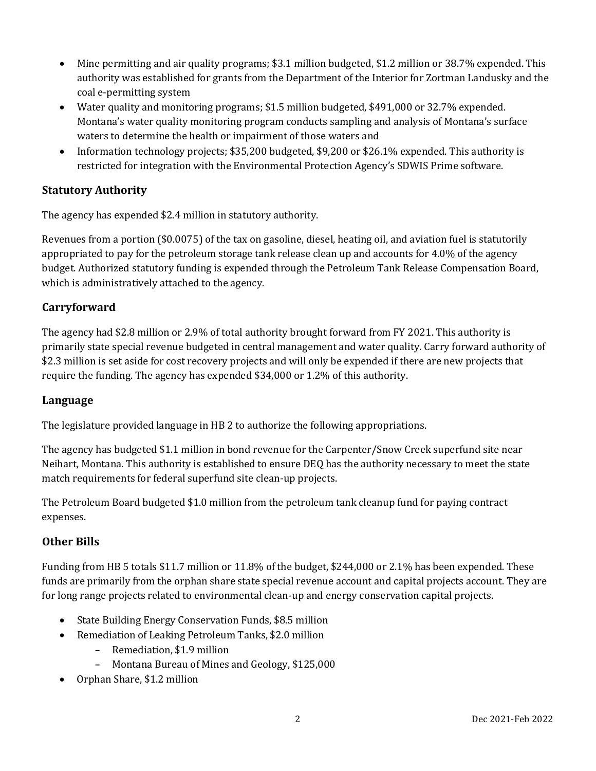- Mine permitting and air quality programs; $3.1 million budgeted, $1.2 million or 38.7% expended. This authority was established for grants from the Department of the Interior for Zortman Landusky and the coal e-permitting system
- Water quality and monitoring programs; $1.5 million budgeted, $491,000 or 32.7% expended. Montana's water quality monitoring program conducts sampling and analysis of Montana's surface waters to determine the health or impairment of those waters and
- Information technology projects; $35,200 budgeted, $9,200 or $26.1% expended. This authority is restricted for integration with the Environmental Protection Agency's SDWIS Prime software.

### Statutory Authority

The agency has expended $2.4 million in statutory authority.

Revenues from a portion ($0.0075) of the tax on gasoline, diesel, heating oil, and aviation fuel is statutorily appropriated to pay for the petroleum storage tank release clean up and accounts for 4.0% of the agency budget. Authorized statutory funding is expended through the Petroleum Tank Release Compensation Board, which is administratively attached to the agency.

### Carryforward

The agency had $2.8 million or 2.9% of total authority brought forward from FY 2021. This authority is primarily state special revenue budgeted in central management and water quality. Carry forward authority of $2.3 million is set aside for cost recovery projects and will only be expended if there are new projects that require the funding. The agency has expended $34,000 or 1.2% of this authority.

### Language

The legislature provided language in HB 2 to authorize the following appropriations.

The agency has budgeted $1.1 million in bond revenue for the Carpenter/Snow Creek superfund site near Neihart, Montana. This authority is established to ensure DEQ has the authority necessary to meet the state match requirements for federal superfund site clean-up projects.

The Petroleum Board budgeted $1.0 million from the petroleum tank cleanup fund for paying contract expenses.

### Other Bills

Funding from HB 5 totals $11.7 million or 11.8% of the budget, $244,000 or 2.1% has been expended. These funds are primarily from the orphan share state special revenue account and capital projects account. They are for long range projects related to environmental clean-up and energy conservation capital projects.

- State Building Energy Conservation Funds, $8.5 million
- Remediation of Leaking Petroleum Tanks, $2.0 million
  - Remediation, $1.9 million
  - Montana Bureau of Mines and Geology, $125,000
- Orphan Share, $1.2 million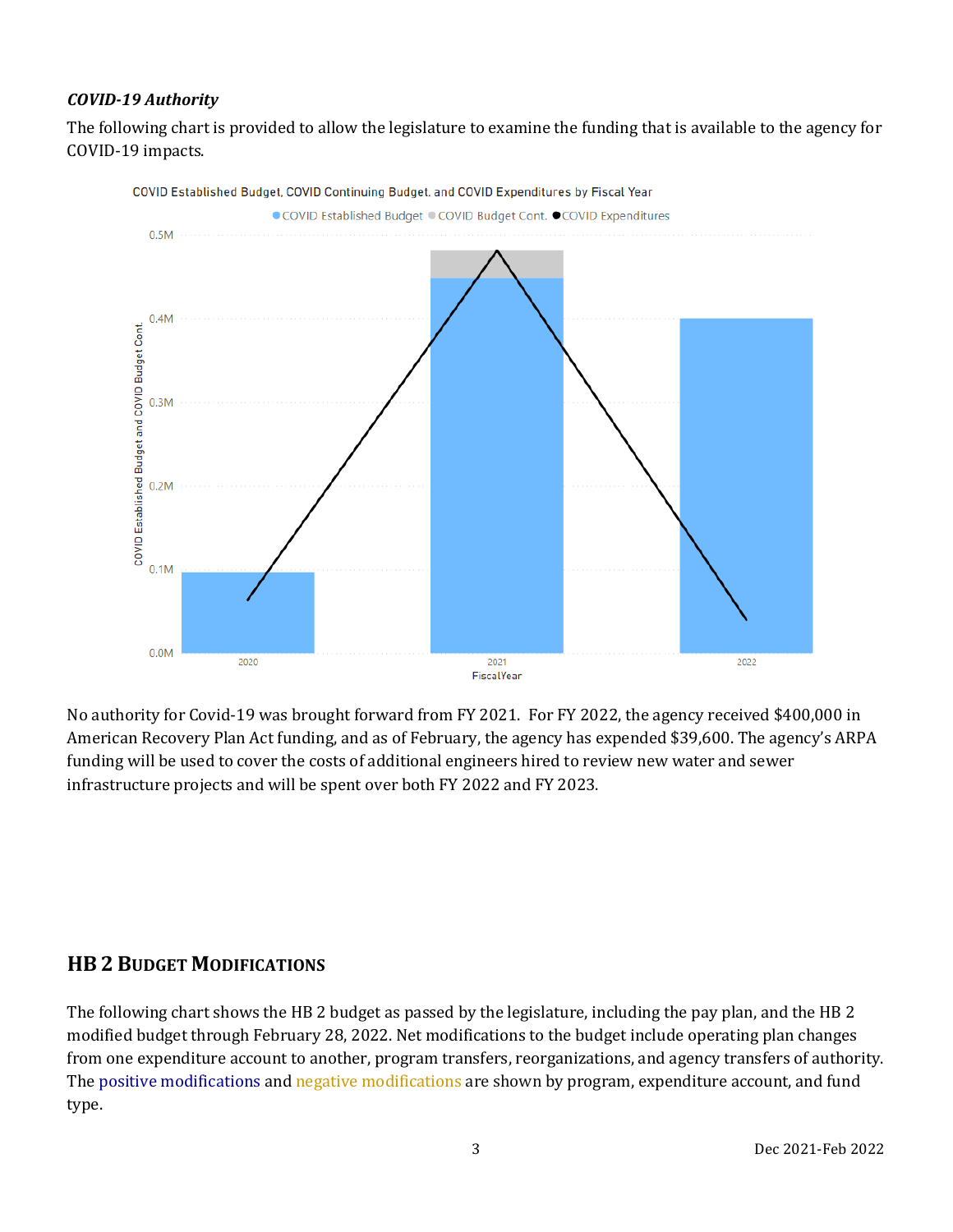### *COVID-19 Authority*

The following chart is provided to allow the legislature to examine the funding that is available to the agency for COVID-19 impacts.

COVID Established Budget, COVID Continuing Budget, and COVID Expenditures by Fiscal Year

No authority for Covid-19 was brought forward from FY 2021. For FY 2022, the agency received $400,000 in American Recovery Plan Act funding, and as of February, the agency has expended $39,600. The agency's ARPA funding will be used to cover the costs of additional engineers hired to review new water and sewer infrastructure projects and will be spent over both FY 2022 and FY 2023.

## HB 2 Budget Modifications

The following chart shows the HB 2 budget as passed by the legislature, including the pay plan, and the HB 2 modified budget through February 28, 2022. Net modifications to the budget include operating plan changes from one expenditure account to another, program transfers, reorganizations, and agency transfers of authority. The positive modifications and negative modifications are shown by program, expenditure account, and fund type.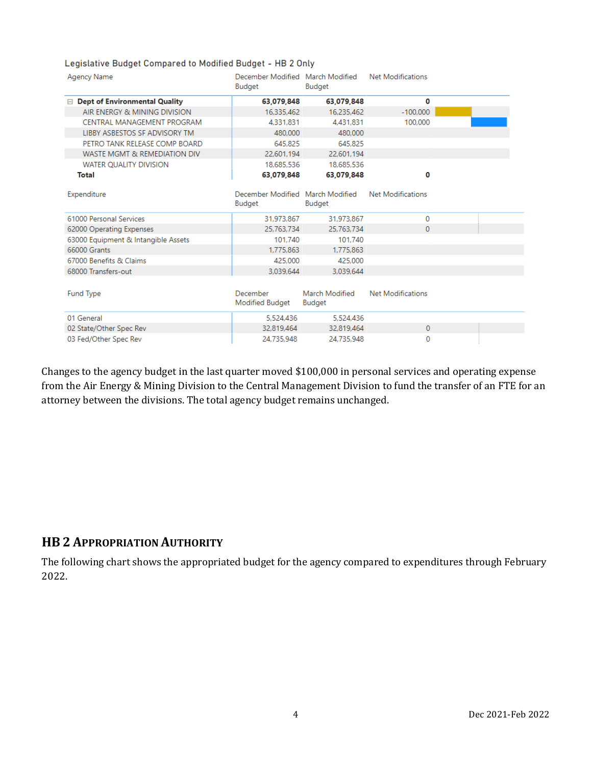Legislative Budget Compared to Modified Budget - HB 2 Only

| Agency Name | December Modified Budget | March Modified Budget | Net Modifications |
|---|---|---|---|
| Dept of Environmental Quality | 63,079,848 | 63,079,848 | 0 |
| AIR ENERGY & MINING DIVISION | 16,335,462 | 16,235,462 | -100,000 |
| CENTRAL MANAGEMENT PROGRAM | 4,331,831 | 4,431,831 | 100,000 |
| LIBBY ASBESTOS SF ADVISORY TM | 480,000 | 480,000 | |
| PETRO TANK RELEASE COMP BOARD | 645,825 | 645,825 | |
| WASTE MGMT & REMEDIATION DIV | 22,601,194 | 22,601,194 | |
| WATER QUALITY DIVISION | 18,685,536 | 18,685,536 | |
| Total | 63,079,848 | 63,079,848 | 0 |

| Expenditure | December Modified Budget | March Modified Budget | Net Modifications |
|---|---|---|---|
| 61000 Personal Services | 31,973,867 | 31,973,867 | 0 |
| 62000 Operating Expenses | 25,763,734 | 25,763,734 | 0 |
| 63000 Equipment & Intangible Assets | 101,740 | 101,740 | |
| 66000 Grants | 1,775,863 | 1,775,863 | |
| 67000 Benefits & Claims | 425,000 | 425,000 | |
| 68000 Transfers-out | 3,039,644 | 3,039,644 | |

| Fund Type | December Modified Budget | March Modified Budget | Net Modifications |
|---|---|---|---|
| 01 General | 5,524,436 | 5,524,436 | |
| 02 State/Other Spec Rev | 32,819,464 | 32,819,464 | 0 |
| 03 Fed/Other Spec Rev | 24,735,948 | 24,735,948 | 0 |

Changes to the agency budget in the last quarter moved $100,000 in personal services and operating expense from the Air Energy & Mining Division to the Central Management Division to fund the transfer of an FTE for an attorney between the divisions. The total agency budget remains unchanged.

## HB 2 Appropriation Authority

The following chart shows the appropriated budget for the agency compared to expenditures through February 2022.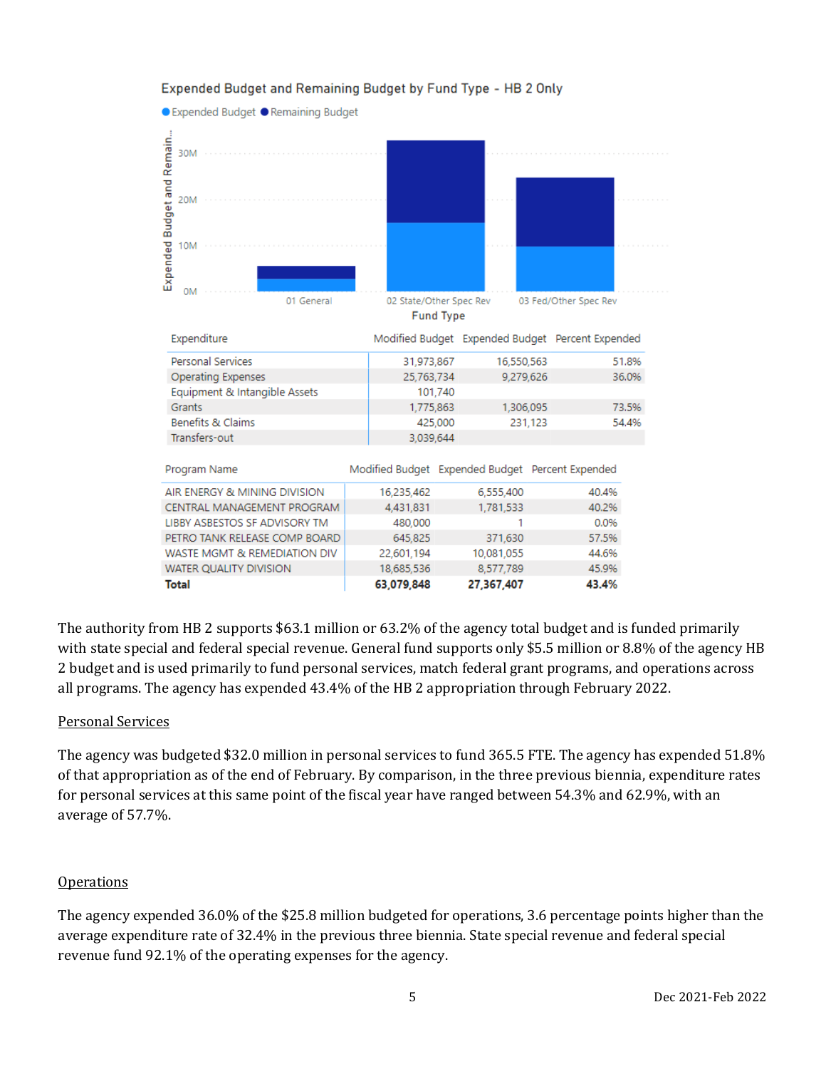Expended Budget and Remaining Budget by Fund Type - HB 2 Only

| Expenditure | Modified Budget | Expended Budget | Percent Expended |
| --- | --- | --- | --- |
| Personal Services | 31,973,867 | 16,550,563 | 51.8% |
| Operating Expenses | 25,763,734 | 9,279,626 | 36.0% |
| Equipment & Intangible Assets | 101,740 | | |
| Grants | 1,775,863 | 1,306,095 | 73.5% |
| Benefits & Claims | 425,000 | 231,123 | 54.4% |
| Transfers-out | 3,039,644 | | |

| Program Name | Modified Budget | Expended Budget | Percent Expended |
| --- | --- | --- | --- |
| AIR ENERGY & MINING DIVISION | 16,235,462 | 6,555,400 | 40.4% |
| CENTRAL MANAGEMENT PROGRAM | 4,431,831 | 1,781,533 | 40.2% |
| LIBBY ASBESTOS SF ADVISORY TM | 480,000 | 1 | 0.0% |
| PETRO TANK RELEASE COMP BOARD | 645,825 | 371,630 | 57.5% |
| WASTE MGMT & REMEDIATION DIV | 22,601,194 | 10,081,055 | 44.6% |
| WATER QUALITY DIVISION | 18,685,536 | 8,577,789 | 45.9% |
| **Total** | **63,079,848** | **27,367,407** | **43.4%** |

The authority from HB 2 supports $63.1 million or 63.2% of the agency total budget and is funded primarily with state special and federal special revenue. General fund supports only $5.5 million or 8.8% of the agency HB 2 budget and is used primarily to fund personal services, match federal grant programs, and operations across all programs. The agency has expended 43.4% of the HB 2 appropriation through February 2022.

<u>Personal Services</u>

The agency was budgeted $32.0 million in personal services to fund 365.5 FTE. The agency has expended 51.8% of that appropriation as of the end of February. By comparison, in the three previous biennia, expenditure rates for personal services at this same point of the fiscal year have ranged between 54.3% and 62.9%, with an average of 57.7%.

<u>Operations</u>

The agency expended 36.0% of the $25.8 million budgeted for operations, 3.6 percentage points higher than the average expenditure rate of 32.4% in the previous three biennia. State special revenue and federal special revenue fund 92.1% of the operating expenses for the agency.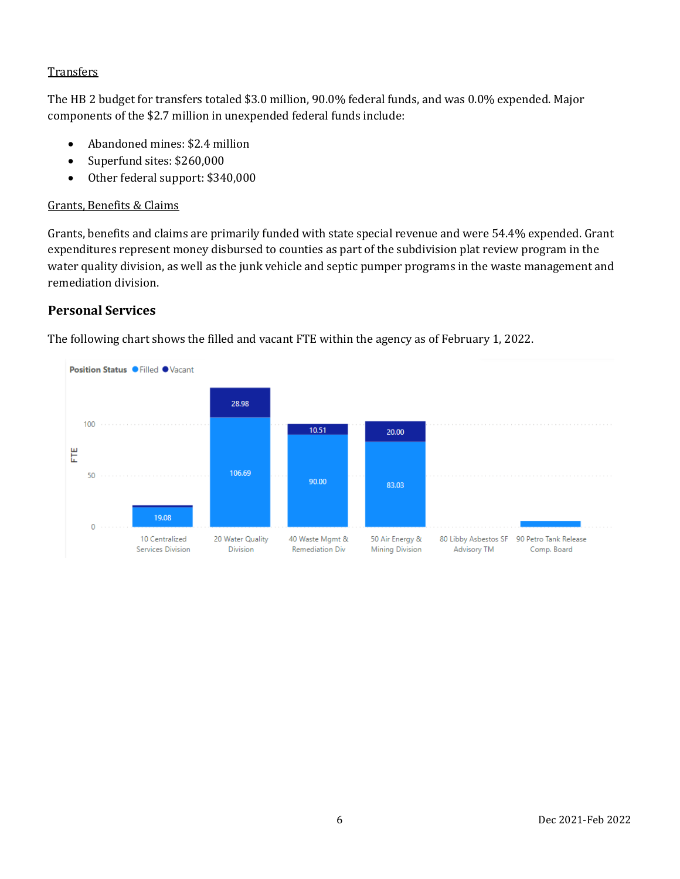Transfers

The HB 2 budget for transfers totaled $3.0 million, 90.0% federal funds, and was 0.0% expended. Major components of the $2.7 million in unexpended federal funds include:

- Abandoned mines: $2.4 million
- Superfund sites: $260,000
- Other federal support: $340,000

Grants, Benefits & Claims

Grants, benefits and claims are primarily funded with state special revenue and were 54.4% expended. Grant expenditures represent money disbursed to counties as part of the subdivision plat review program in the water quality division, as well as the junk vehicle and septic pumper programs in the waste management and remediation division.

## Personal Services

The following chart shows the filled and vacant FTE within the agency as of February 1, 2022.

Position Status: Filled, Vacant

| Division | Filled (FTE) | Vacant (FTE) |
|---|---|---|
| 10 Centralized Services Division | 19.08 | |
| 20 Water Quality Division | 106.69 | 28.98 |
| 40 Waste Mgmt & Remediation Div | 90.00 | 10.51 |
| 50 Air Energy & Mining Division | 83.03 | 20.00 |
| 80 Libby Asbestos SF Advisory TM | | |
| 90 Petro Tank Release Comp. Board | | |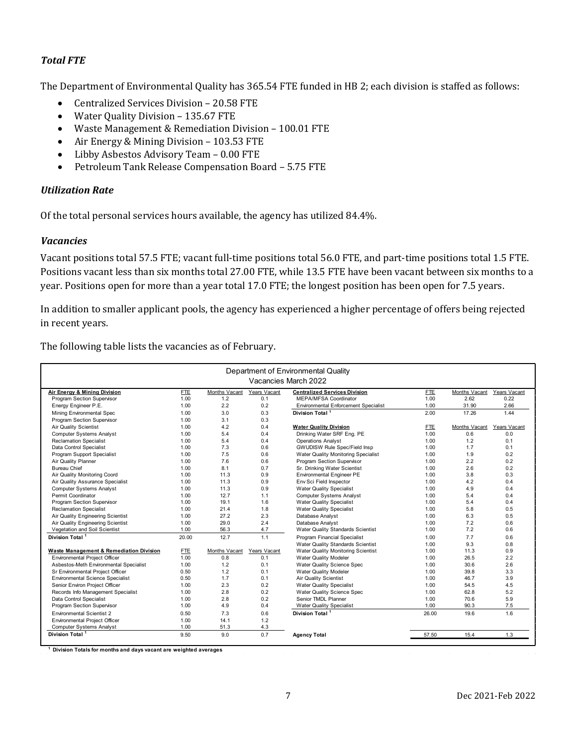### *Total FTE*

The Department of Environmental Quality has 365.54 FTE funded in HB 2; each division is staffed as follows:

- Centralized Services Division – 20.58 FTE
- Water Quality Division – 135.67 FTE
- Waste Management & Remediation Division – 100.01 FTE
- Air Energy & Mining Division – 103.53 FTE
- Libby Asbestos Advisory Team – 0.00 FTE
- Petroleum Tank Release Compensation Board – 5.75 FTE

### *Utilization Rate*

Of the total personal services hours available, the agency has utilized 84.4%.

### *Vacancies*

Vacant positions total 57.5 FTE; vacant full-time positions total 56.0 FTE, and part-time positions total 1.5 FTE. Positions vacant less than six months total 27.00 FTE, while 13.5 FTE have been vacant between six months to a year. Positions open for more than a year total 17.0 FTE; the longest position has been open for 7.5 years.

In addition to smaller applicant pools, the agency has experienced a higher percentage of offers being rejected in recent years.

The following table lists the vacancies as of February.

Department of Environmental Quality
Vacancies March 2022

| Air Energy & Mining Division | FTE | Months Vacant | Years Vacant |
|---|---|---|---|
| Program Section Supervisor | 1.00 | 1.2 | 0.1 |
| Energy Engineer P.E. | 1.00 | 2.2 | 0.2 |
| Mining Environmental Spec | 1.00 | 3.0 | 0.3 |
| Program Section Supervisor | 1.00 | 3.1 | 0.3 |
| Air Quality Scientist | 1.00 | 4.2 | 0.4 |
| Computer Systems Analyst | 1.00 | 5.4 | 0.4 |
| Reclamation Specialist | 1.00 | 5.4 | 0.4 |
| Data Control Specialist | 1.00 | 7.3 | 0.6 |
| Program Support Specialist | 1.00 | 7.5 | 0.6 |
| Air Quality Planner | 1.00 | 7.6 | 0.6 |
| Bureau Chief | 1.00 | 8.1 | 0.7 |
| Air Quality Monitoring Coord | 1.00 | 11.3 | 0.9 |
| Air Quality Assurance Specialist | 1.00 | 11.3 | 0.9 |
| Computer Systems Analyst | 1.00 | 11.3 | 0.9 |
| Permit Coordinator | 1.00 | 12.7 | 1.1 |
| Program Section Supervisor | 1.00 | 19.1 | 1.6 |
| Reclamation Specialist | 1.00 | 21.4 | 1.8 |
| Air Quality Engineering Scientist | 1.00 | 27.2 | 2.3 |
| Air Quality Engineering Scientist | 1.00 | 29.0 | 2.4 |
| Vegetation and Soil Scientist | 1.00 | 56.3 | 4.7 |
| **Division Total [1]** | 20.00 | 12.7 | 1.1 |

| Waste Management & Remediation Division | FTE | Months Vacant | Years Vacant |
|---|---|---|---|
| Environmental Project Officer | 1.00 | 0.8 | 0.1 |
| Asbestos-Meth Environmental Specialist | 1.00 | 1.2 | 0.1 |
| Sr Environmental Project Officer | 0.50 | 1.2 | 0.1 |
| Environmental Science Specialist | 0.50 | 1.7 | 0.1 |
| Senior Environ Project Officer | 1.00 | 2.3 | 0.2 |
| Records Info Management Specialist | 1.00 | 2.8 | 0.2 |
| Data Control Specialist | 1.00 | 2.8 | 0.2 |
| Program Section Supervisor | 1.00 | 4.9 | 0.4 |
| Environmental Scientist 2 | 0.50 | 7.3 | 0.6 |
| Environmental Project Officer | 1.00 | 14.1 | 1.2 |
| Computer Systems Analyst | 1.00 | 51.3 | 4.3 |
| **Division Total [1]** | 9.50 | 9.0 | 0.7 |

| Centralized Services Division | FTE | Months Vacant | Years Vacant |
|---|---|---|---|
| MEPA/MFSA Coordinator | 1.00 | 2.62 | 0.22 |
| Environmental Enforcement Specialist | 1.00 | 31.90 | 2.66 |
| **Division Total [1]** | 2.00 | 17.26 | 1.44 |

| Water Quality Division | FTE | Months Vacant | Years Vacant |
|---|---|---|---|
| Drinking Water SRF Eng. PE | 1.00 | 0.6 | 0.0 |
| Operations Analyst | 1.00 | 1.2 | 0.1 |
| GWUDISW Rule Spec/Field Insp | 1.00 | 1.7 | 0.1 |
| Water Quality Monitoring Specialist | 1.00 | 1.9 | 0.2 |
| Program Section Supervisor | 1.00 | 2.2 | 0.2 |
| Sr. Drinking Water Scientist | 1.00 | 2.6 | 0.2 |
| Environmental Engineer PE | 1.00 | 3.8 | 0.3 |
| Env Sci Field Inspector | 1.00 | 4.2 | 0.4 |
| Water Quality Specialist | 1.00 | 4.9 | 0.4 |
| Computer Systems Analyst | 1.00 | 5.4 | 0.4 |
| Water Quality Specialist | 1.00 | 5.4 | 0.4 |
| Water Quality Specialist | 1.00 | 5.8 | 0.5 |
| Database Analyst | 1.00 | 6.3 | 0.5 |
| Database Analyst | 1.00 | 7.2 | 0.6 |
| Water Quality Standards Scientist | 1.00 | 7.2 | 0.6 |
| Program Financial Specialist | 1.00 | 7.7 | 0.6 |
| Water Quality Standards Scientist | 1.00 | 9.3 | 0.8 |
| Water Quality Monitoring Specialist | 1.00 | 11.3 | 0.9 |
| Water Quality Modeler | 1.00 | 26.5 | 2.2 |
| Water Quality Science Spec | 1.00 | 30.6 | 2.6 |
| Water Quality Modeler | 1.00 | 39.8 | 3.3 |
| Air Quality Scientist | 1.00 | 46.7 | 3.9 |
| Water Quality Specialist | 1.00 | 54.5 | 4.5 |
| Water Quality Science Spec | 1.00 | 62.8 | 5.2 |
| Senior TMDL Planner | 1.00 | 70.6 | 5.9 |
| Water Quality Specialist | 1.00 | 90.3 | 7.5 |
| **Division Total [1]** | 26.00 | 19.6 | 1.6 |
| **Agency Total** | 57.50 | 15.4 | 1.3 |

[1] Division Totals for months and days vacant are weighted averages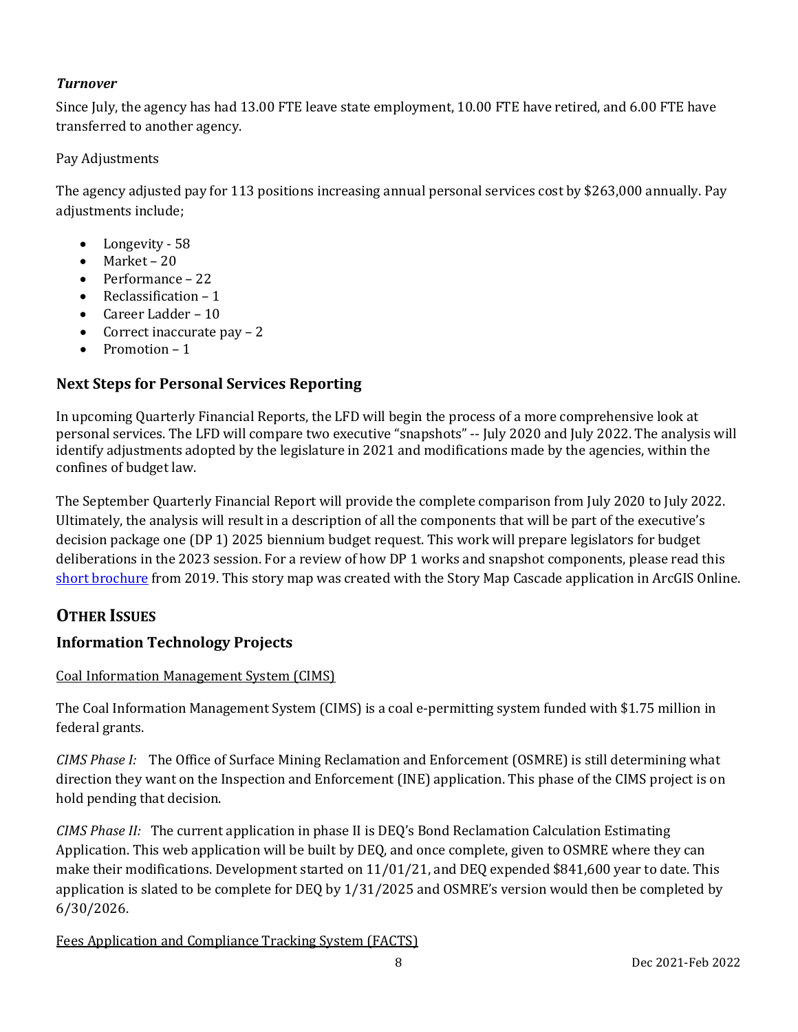***Turnover***

Since July, the agency has had 13.00 FTE leave state employment, 10.00 FTE have retired, and 6.00 FTE have transferred to another agency.

Pay Adjustments

The agency adjusted pay for 113 positions increasing annual personal services cost by $263,000 annually. Pay adjustments include;

- Longevity - 58
- Market – 20
- Performance – 22
- Reclassification – 1
- Career Ladder – 10
- Correct inaccurate pay – 2
- Promotion – 1

### Next Steps for Personal Services Reporting

In upcoming Quarterly Financial Reports, the LFD will begin the process of a more comprehensive look at personal services. The LFD will compare two executive "snapshots" -- July 2020 and July 2022. The analysis will identify adjustments adopted by the legislature in 2021 and modifications made by the agencies, within the confines of budget law.

The September Quarterly Financial Report will provide the complete comparison from July 2020 to July 2022. Ultimately, the analysis will result in a description of all the components that will be part of the executive's decision package one (DP 1) 2025 biennium budget request. This work will prepare legislators for budget deliberations in the 2023 session. For a review of how DP 1 works and snapshot components, please read this short brochure from 2019. This story map was created with the Story Map Cascade application in ArcGIS Online.

## OTHER ISSUES

### Information Technology Projects

Coal Information Management System (CIMS)

The Coal Information Management System (CIMS) is a coal e-permitting system funded with $1.75 million in federal grants.

*CIMS Phase I:* The Office of Surface Mining Reclamation and Enforcement (OSMRE) is still determining what direction they want on the Inspection and Enforcement (INE) application. This phase of the CIMS project is on hold pending that decision.

*CIMS Phase II:* The current application in phase II is DEQ's Bond Reclamation Calculation Estimating Application. This web application will be built by DEQ, and once complete, given to OSMRE where they can make their modifications. Development started on 11/01/21, and DEQ expended $841,600 year to date. This application is slated to be complete for DEQ by 1/31/2025 and OSMRE's version would then be completed by 6/30/2026.

Fees Application and Compliance Tracking System (FACTS)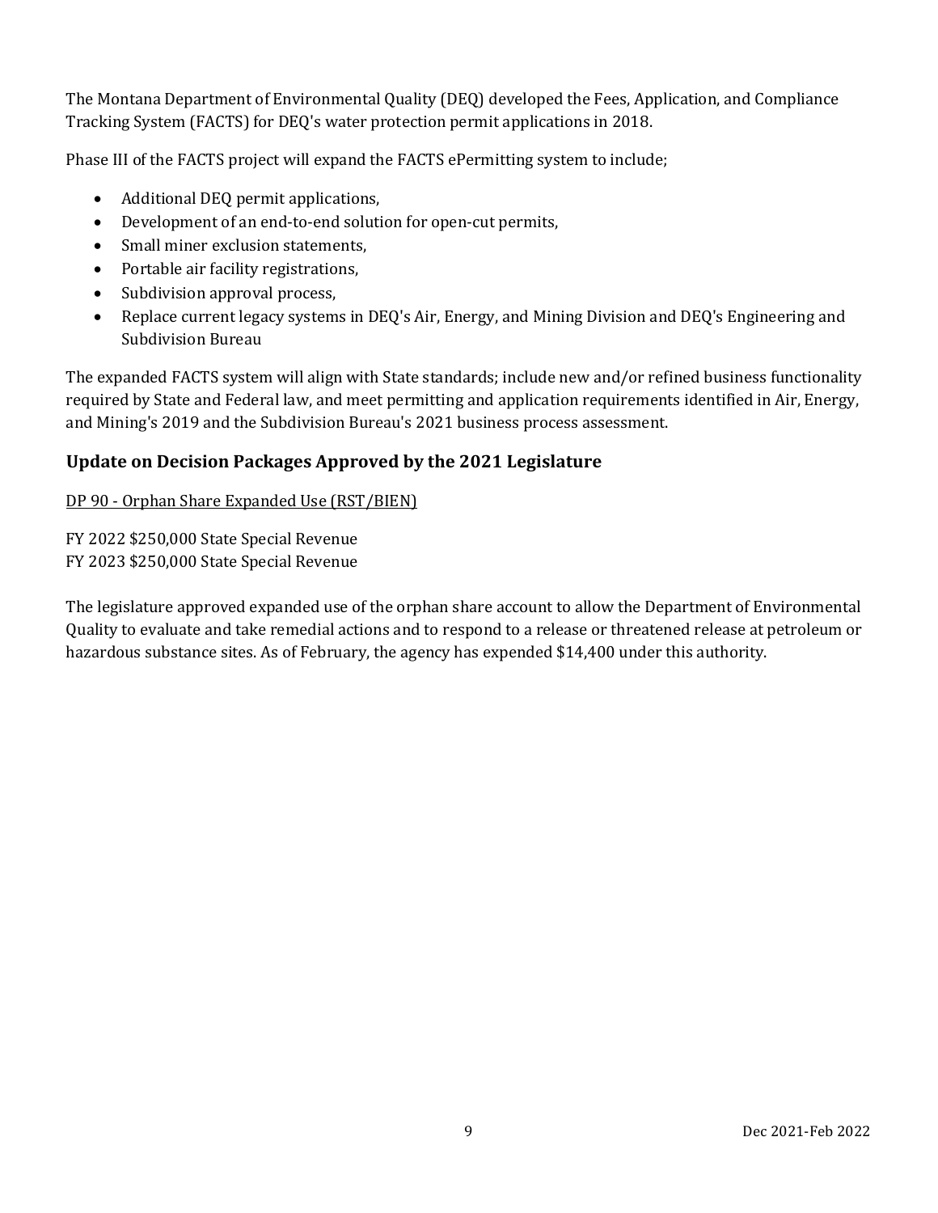The Montana Department of Environmental Quality (DEQ) developed the Fees, Application, and Compliance Tracking System (FACTS) for DEQ's water protection permit applications in 2018.

Phase III of the FACTS project will expand the FACTS ePermitting system to include;

- Additional DEQ permit applications,
- Development of an end-to-end solution for open-cut permits,
- Small miner exclusion statements,
- Portable air facility registrations,
- Subdivision approval process,
- Replace current legacy systems in DEQ's Air, Energy, and Mining Division and DEQ's Engineering and Subdivision Bureau

The expanded FACTS system will align with State standards; include new and/or refined business functionality required by State and Federal law, and meet permitting and application requirements identified in Air, Energy, and Mining's 2019 and the Subdivision Bureau's 2021 business process assessment.

### Update on Decision Packages Approved by the 2021 Legislature

<u>DP 90 - Orphan Share Expanded Use (RST/BIEN)</u>

FY 2022 $250,000 State Special Revenue
FY 2023 $250,000 State Special Revenue

The legislature approved expanded use of the orphan share account to allow the Department of Environmental Quality to evaluate and take remedial actions and to respond to a release or threatened release at petroleum or hazardous substance sites. As of February, the agency has expended $14,400 under this authority.